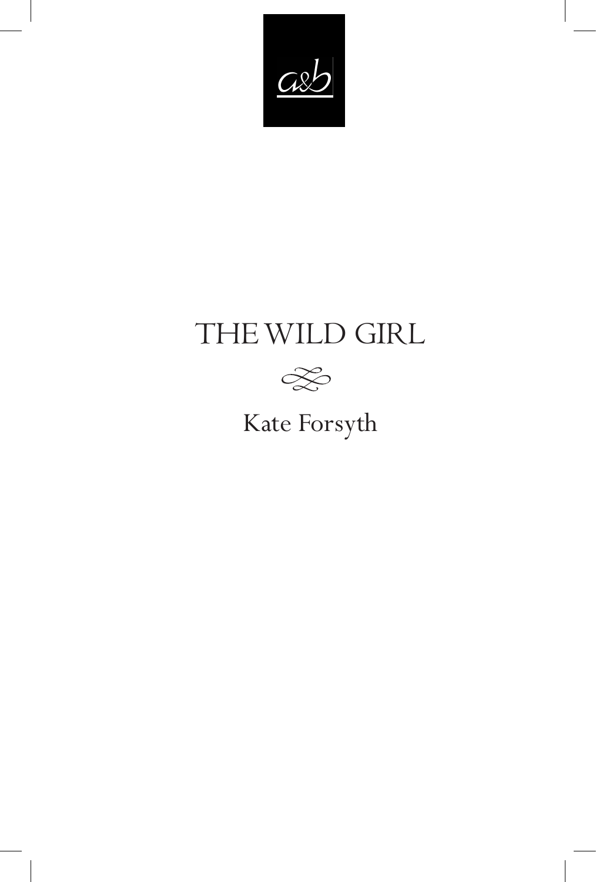a&b

# THE WILD GIRL

Kate Forsyth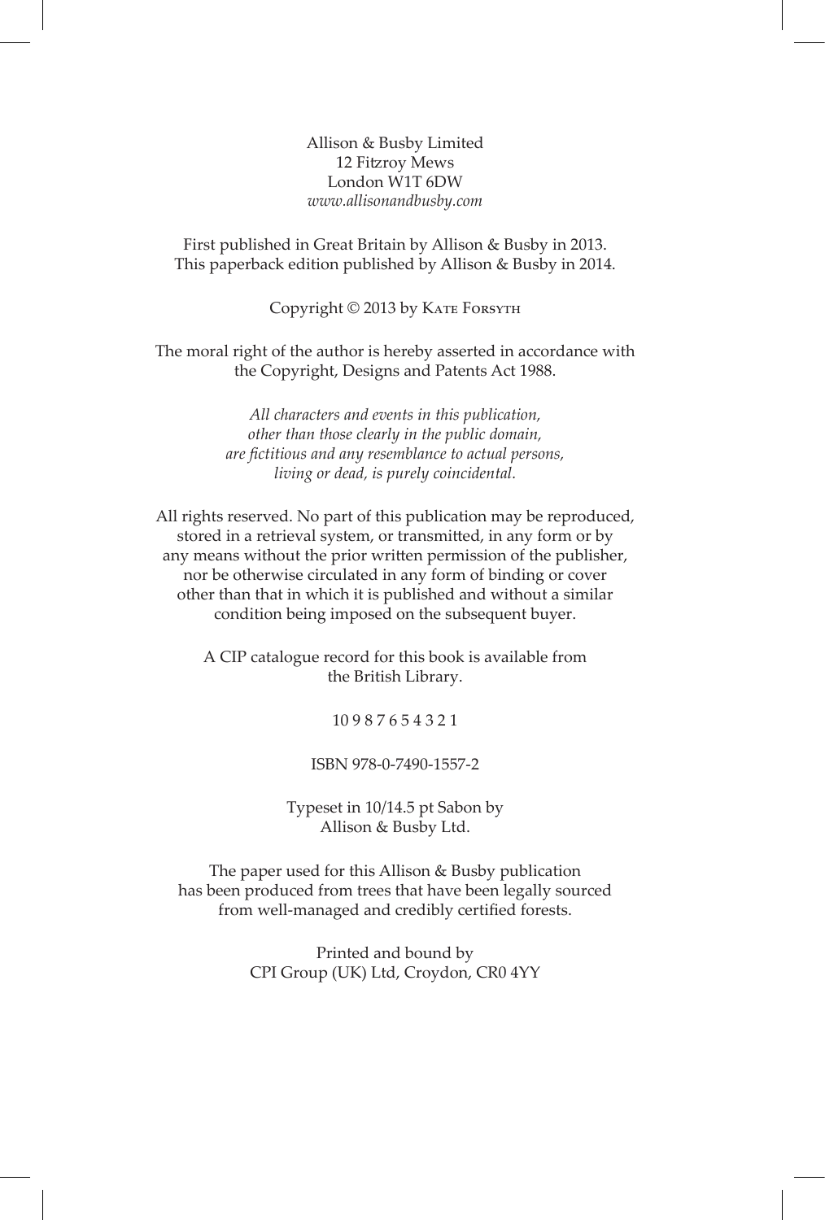Allison & Busby Limited
12 Fitzroy Mews
London W1T 6DW
*www.allisonandbusby.com*

First published in Great Britain by Allison & Busby in 2013.
This paperback edition published by Allison & Busby in 2014.

Copyright © 2013 by Kate Forsyth

The moral right of the author is hereby asserted in accordance with the Copyright, Designs and Patents Act 1988.

*All characters and events in this publication, other than those clearly in the public domain, are fictitious and any resemblance to actual persons, living or dead, is purely coincidental.*

All rights reserved. No part of this publication may be reproduced, stored in a retrieval system, or transmitted, in any form or by any means without the prior written permission of the publisher, nor be otherwise circulated in any form of binding or cover other than that in which it is published and without a similar condition being imposed on the subsequent buyer.

A CIP catalogue record for this book is available from the British Library.

10 9 8 7 6 5 4 3 2 1

ISBN 978-0-7490-1557-2

Typeset in 10/14.5 pt Sabon by
Allison & Busby Ltd.

The paper used for this Allison & Busby publication has been produced from trees that have been legally sourced from well-managed and credibly certified forests.

Printed and bound by
CPI Group (UK) Ltd, Croydon, CR0 4YY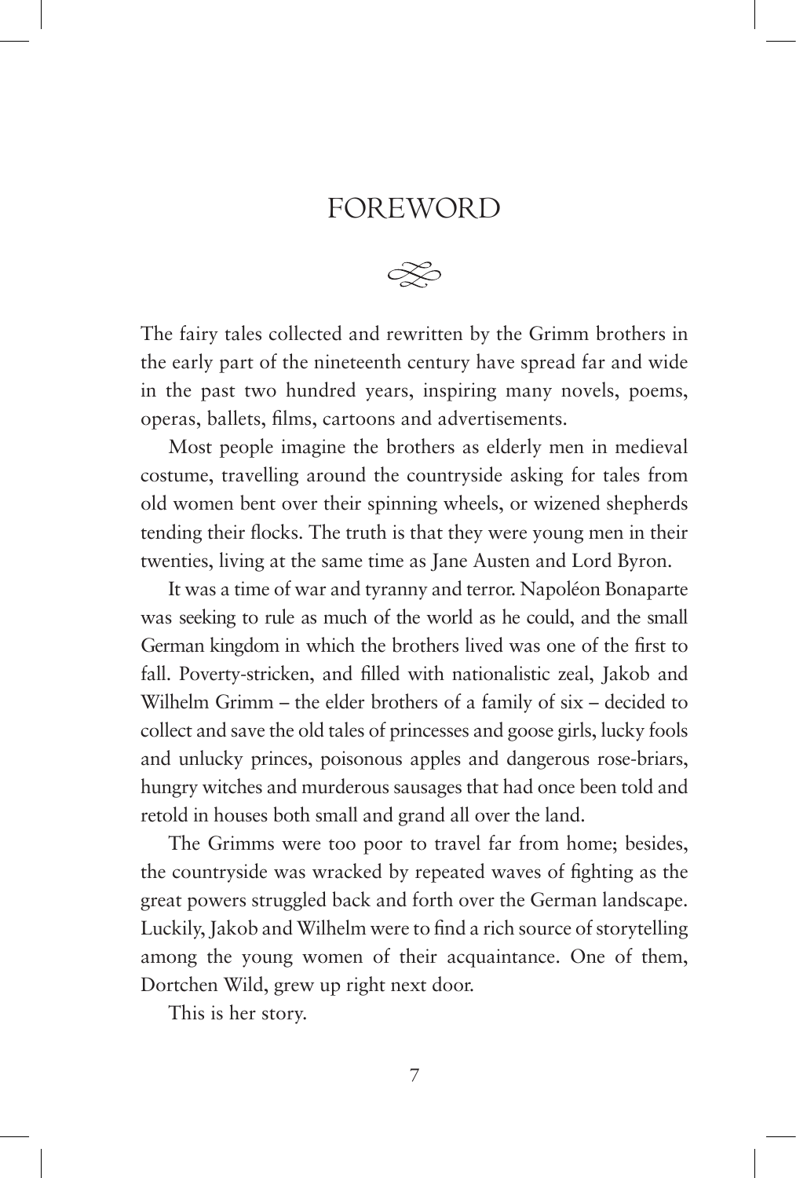# FOREWORD

The fairy tales collected and rewritten by the Grimm brothers in the early part of the nineteenth century have spread far and wide in the past two hundred years, inspiring many novels, poems, operas, ballets, films, cartoons and advertisements.

Most people imagine the brothers as elderly men in medieval costume, travelling around the countryside asking for tales from old women bent over their spinning wheels, or wizened shepherds tending their flocks. The truth is that they were young men in their twenties, living at the same time as Jane Austen and Lord Byron.

It was a time of war and tyranny and terror. Napoléon Bonaparte was seeking to rule as much of the world as he could, and the small German kingdom in which the brothers lived was one of the first to fall. Poverty-stricken, and filled with nationalistic zeal, Jakob and Wilhelm Grimm – the elder brothers of a family of six – decided to collect and save the old tales of princesses and goose girls, lucky fools and unlucky princes, poisonous apples and dangerous rose-briars, hungry witches and murderous sausages that had once been told and retold in houses both small and grand all over the land.

The Grimms were too poor to travel far from home; besides, the countryside was wracked by repeated waves of fighting as the great powers struggled back and forth over the German landscape. Luckily, Jakob and Wilhelm were to find a rich source of storytelling among the young women of their acquaintance. One of them, Dortchen Wild, grew up right next door.

This is her story.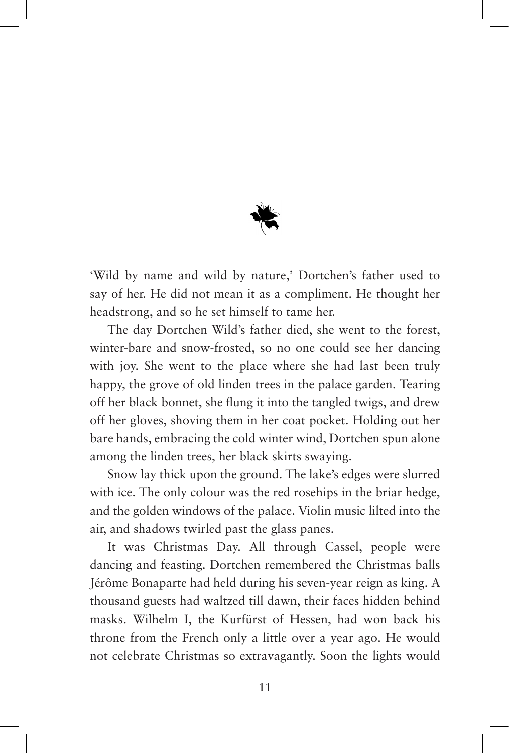'Wild by name and wild by nature,' Dortchen's father used to say of her. He did not mean it as a compliment. He thought her headstrong, and so he set himself to tame her.

The day Dortchen Wild's father died, she went to the forest, winter-bare and snow-frosted, so no one could see her dancing with joy. She went to the place where she had last been truly happy, the grove of old linden trees in the palace garden. Tearing off her black bonnet, she flung it into the tangled twigs, and drew off her gloves, shoving them in her coat pocket. Holding out her bare hands, embracing the cold winter wind, Dortchen spun alone among the linden trees, her black skirts swaying.

Snow lay thick upon the ground. The lake's edges were slurred with ice. The only colour was the red rosehips in the briar hedge, and the golden windows of the palace. Violin music lilted into the air, and shadows twirled past the glass panes.

It was Christmas Day. All through Cassel, people were dancing and feasting. Dortchen remembered the Christmas balls Jérôme Bonaparte had held during his seven-year reign as king. A thousand guests had waltzed till dawn, their faces hidden behind masks. Wilhelm I, the Kurfürst of Hessen, had won back his throne from the French only a little over a year ago. He would not celebrate Christmas so extravagantly. Soon the lights would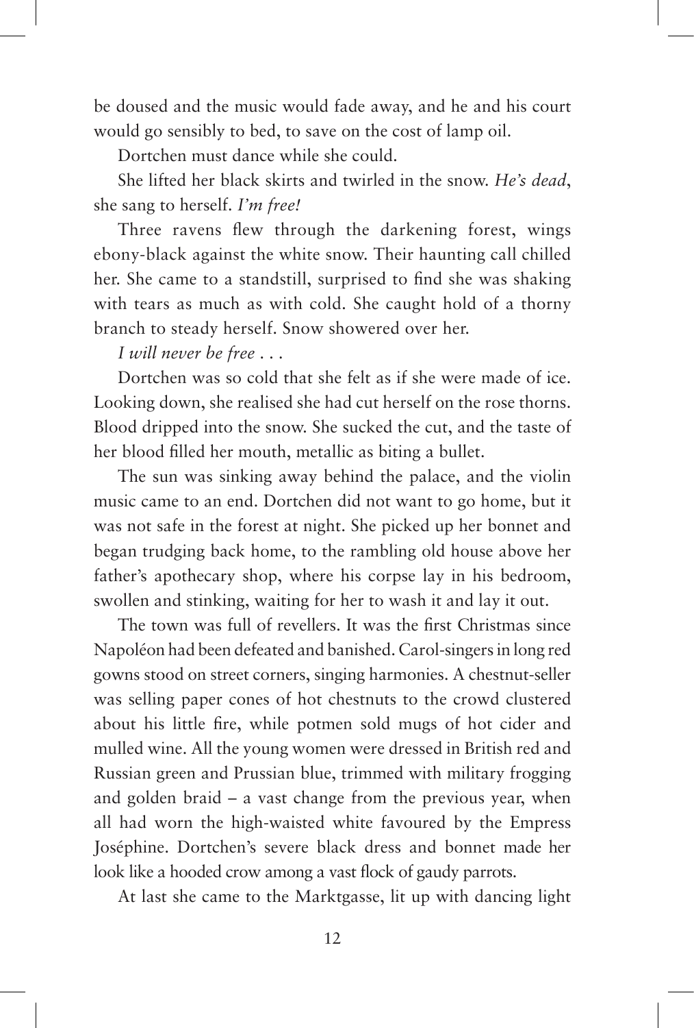be doused and the music would fade away, and he and his court would go sensibly to bed, to save on the cost of lamp oil.

Dortchen must dance while she could.

She lifted her black skirts and twirled in the snow. *He's dead*, she sang to herself. *I'm free!*

Three ravens flew through the darkening forest, wings ebony-black against the white snow. Their haunting call chilled her. She came to a standstill, surprised to find she was shaking with tears as much as with cold. She caught hold of a thorny branch to steady herself. Snow showered over her.

*I will never be free . . .*

Dortchen was so cold that she felt as if she were made of ice. Looking down, she realised she had cut herself on the rose thorns. Blood dripped into the snow. She sucked the cut, and the taste of her blood filled her mouth, metallic as biting a bullet.

The sun was sinking away behind the palace, and the violin music came to an end. Dortchen did not want to go home, but it was not safe in the forest at night. She picked up her bonnet and began trudging back home, to the rambling old house above her father's apothecary shop, where his corpse lay in his bedroom, swollen and stinking, waiting for her to wash it and lay it out.

The town was full of revellers. It was the first Christmas since Napoléon had been defeated and banished. Carol-singers in long red gowns stood on street corners, singing harmonies. A chestnut-seller was selling paper cones of hot chestnuts to the crowd clustered about his little fire, while potmen sold mugs of hot cider and mulled wine. All the young women were dressed in British red and Russian green and Prussian blue, trimmed with military frogging and golden braid – a vast change from the previous year, when all had worn the high-waisted white favoured by the Empress Joséphine. Dortchen's severe black dress and bonnet made her look like a hooded crow among a vast flock of gaudy parrots.

At last she came to the Marktgasse, lit up with dancing light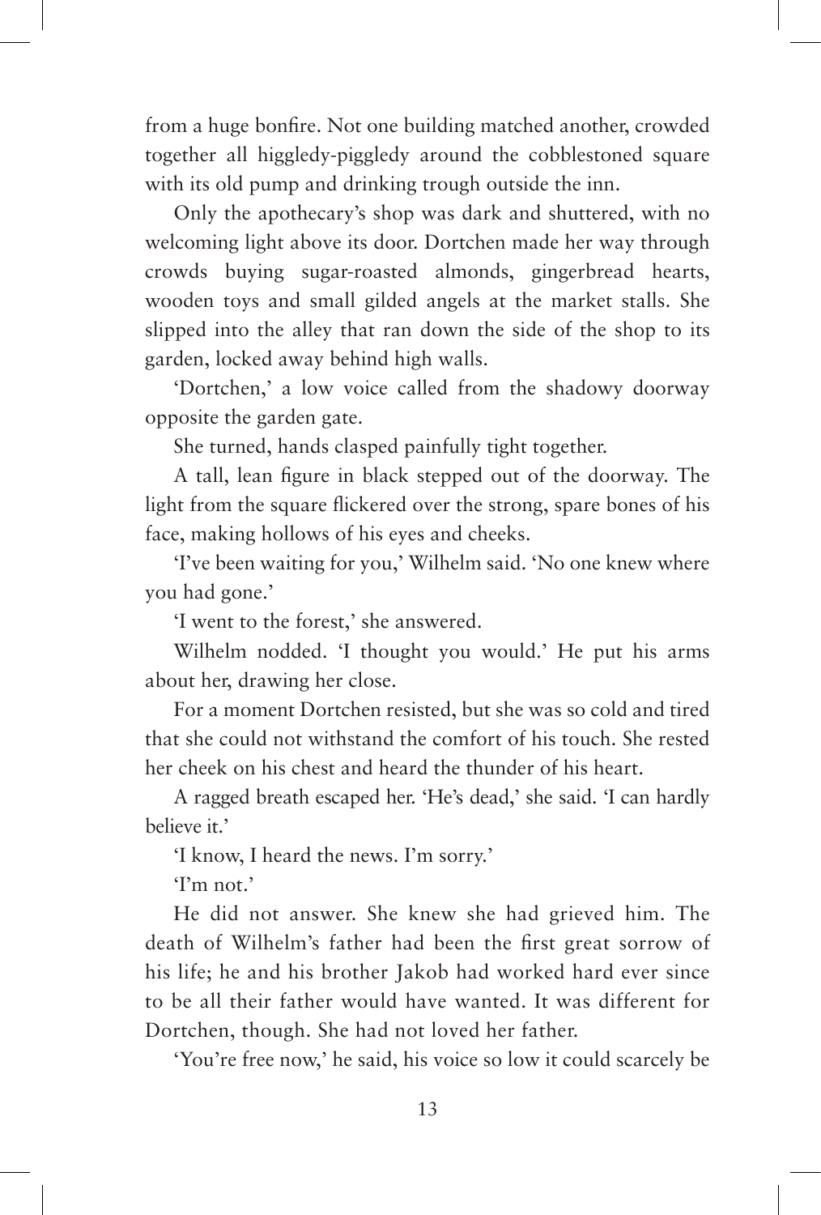from a huge bonfire. Not one building matched another, crowded together all higgledy-piggledy around the cobblestoned square with its old pump and drinking trough outside the inn.

Only the apothecary's shop was dark and shuttered, with no welcoming light above its door. Dortchen made her way through crowds buying sugar-roasted almonds, gingerbread hearts, wooden toys and small gilded angels at the market stalls. She slipped into the alley that ran down the side of the shop to its garden, locked away behind high walls.

'Dortchen,' a low voice called from the shadowy doorway opposite the garden gate.

She turned, hands clasped painfully tight together.

A tall, lean figure in black stepped out of the doorway. The light from the square flickered over the strong, spare bones of his face, making hollows of his eyes and cheeks.

'I've been waiting for you,' Wilhelm said. 'No one knew where you had gone.'

'I went to the forest,' she answered.

Wilhelm nodded. 'I thought you would.' He put his arms about her, drawing her close.

For a moment Dortchen resisted, but she was so cold and tired that she could not withstand the comfort of his touch. She rested her cheek on his chest and heard the thunder of his heart.

A ragged breath escaped her. 'He's dead,' she said. 'I can hardly believe it.'

'I know, I heard the news. I'm sorry.'

'I'm not.'

He did not answer. She knew she had grieved him. The death of Wilhelm's father had been the first great sorrow of his life; he and his brother Jakob had worked hard ever since to be all their father would have wanted. It was different for Dortchen, though. She had not loved her father.

'You're free now,' he said, his voice so low it could scarcely be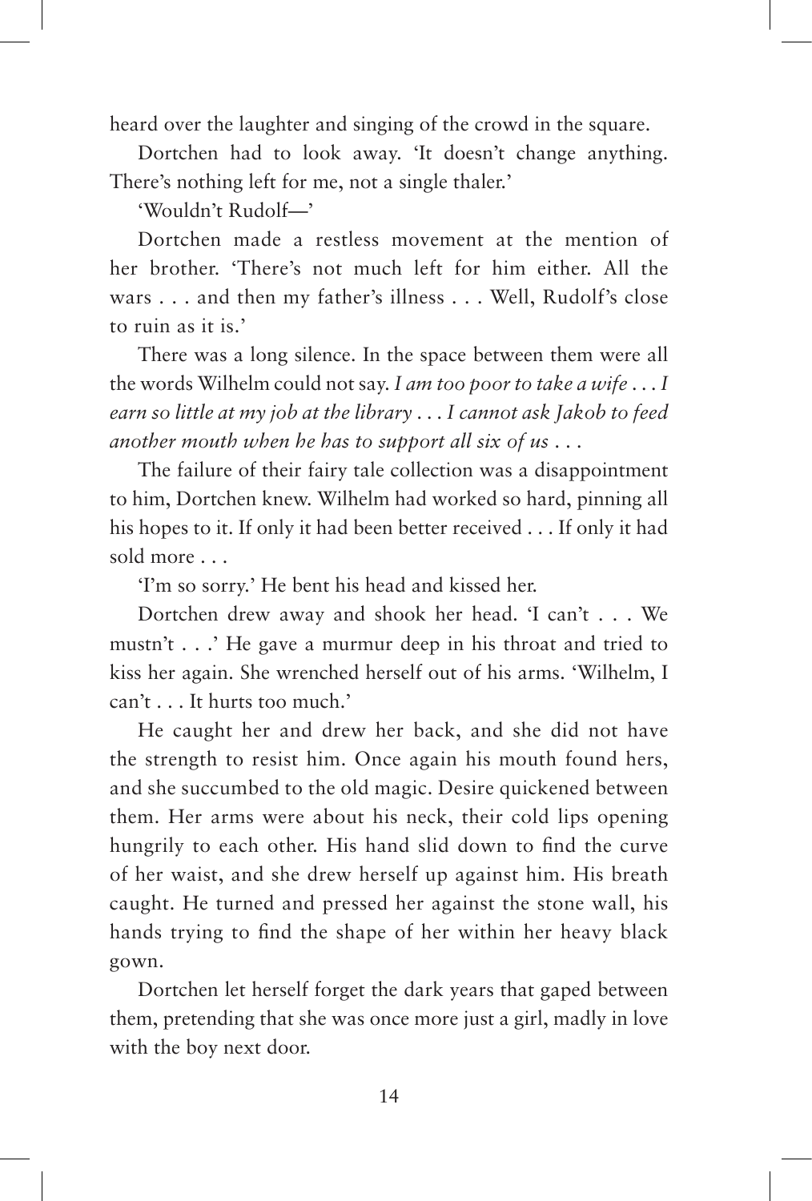heard over the laughter and singing of the crowd in the square.

Dortchen had to look away. 'It doesn't change anything. There's nothing left for me, not a single thaler.'

'Wouldn't Rudolf—'

Dortchen made a restless movement at the mention of her brother. 'There's not much left for him either. All the wars . . . and then my father's illness . . . Well, Rudolf's close to ruin as it is.'

There was a long silence. In the space between them were all the words Wilhelm could not say. *I am too poor to take a wife . . . I earn so little at my job at the library . . . I cannot ask Jakob to feed another mouth when he has to support all six of us . . .*

The failure of their fairy tale collection was a disappointment to him, Dortchen knew. Wilhelm had worked so hard, pinning all his hopes to it. If only it had been better received . . . If only it had sold more . . .

'I'm so sorry.' He bent his head and kissed her.

Dortchen drew away and shook her head. 'I can't . . . We mustn't . . .' He gave a murmur deep in his throat and tried to kiss her again. She wrenched herself out of his arms. 'Wilhelm, I can't . . . It hurts too much.'

He caught her and drew her back, and she did not have the strength to resist him. Once again his mouth found hers, and she succumbed to the old magic. Desire quickened between them. Her arms were about his neck, their cold lips opening hungrily to each other. His hand slid down to find the curve of her waist, and she drew herself up against him. His breath caught. He turned and pressed her against the stone wall, his hands trying to find the shape of her within her heavy black gown.

Dortchen let herself forget the dark years that gaped between them, pretending that she was once more just a girl, madly in love with the boy next door.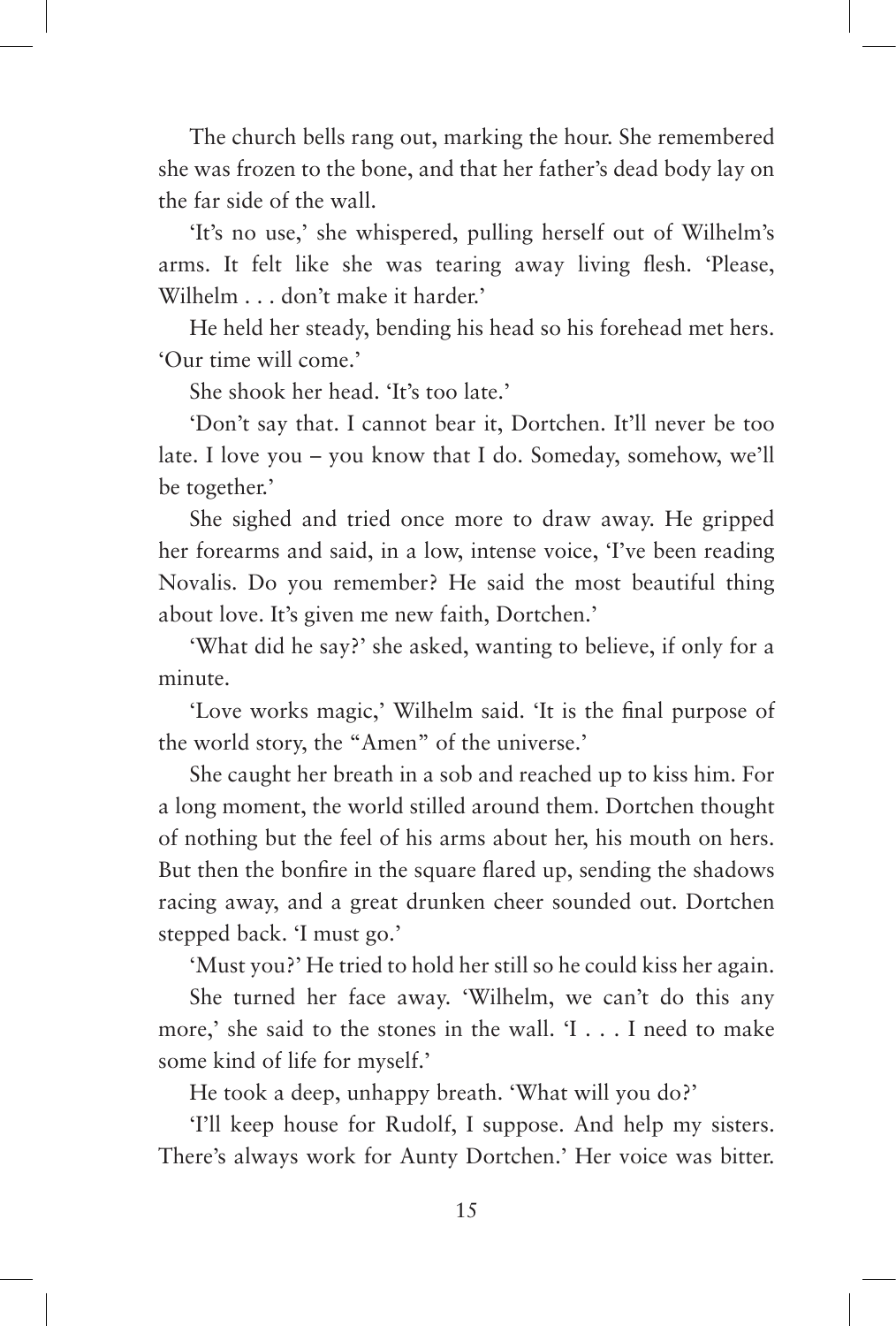The church bells rang out, marking the hour. She remembered she was frozen to the bone, and that her father's dead body lay on the far side of the wall.

'It's no use,' she whispered, pulling herself out of Wilhelm's arms. It felt like she was tearing away living flesh. 'Please, Wilhelm . . . don't make it harder.'

He held her steady, bending his head so his forehead met hers. 'Our time will come.'

She shook her head. 'It's too late.'

'Don't say that. I cannot bear it, Dortchen. It'll never be too late. I love you – you know that I do. Someday, somehow, we'll be together.'

She sighed and tried once more to draw away. He gripped her forearms and said, in a low, intense voice, 'I've been reading Novalis. Do you remember? He said the most beautiful thing about love. It's given me new faith, Dortchen.'

'What did he say?' she asked, wanting to believe, if only for a minute.

'Love works magic,' Wilhelm said. 'It is the final purpose of the world story, the "Amen" of the universe.'

She caught her breath in a sob and reached up to kiss him. For a long moment, the world stilled around them. Dortchen thought of nothing but the feel of his arms about her, his mouth on hers. But then the bonfire in the square flared up, sending the shadows racing away, and a great drunken cheer sounded out. Dortchen stepped back. 'I must go.'

'Must you?' He tried to hold her still so he could kiss her again.

She turned her face away. 'Wilhelm, we can't do this any more,' she said to the stones in the wall. 'I . . . I need to make some kind of life for myself.'

He took a deep, unhappy breath. 'What will you do?'

'I'll keep house for Rudolf, I suppose. And help my sisters. There's always work for Aunty Dortchen.' Her voice was bitter.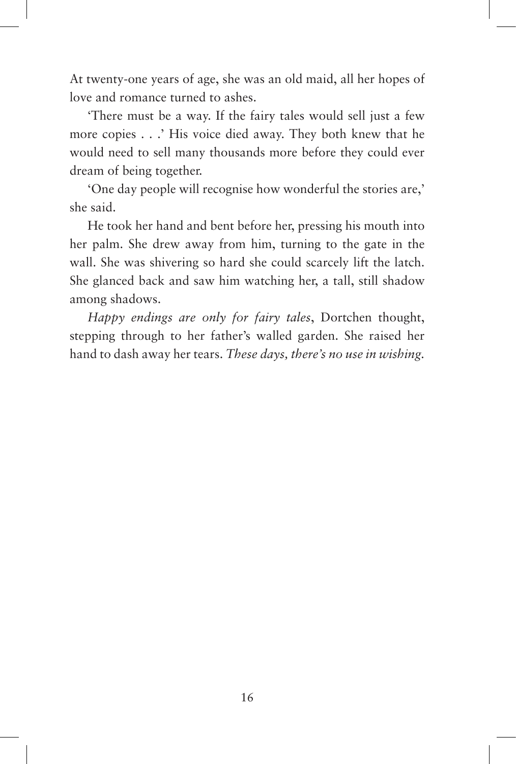At twenty-one years of age, she was an old maid, all her hopes of love and romance turned to ashes.

'There must be a way. If the fairy tales would sell just a few more copies . . .' His voice died away. They both knew that he would need to sell many thousands more before they could ever dream of being together.

'One day people will recognise how wonderful the stories are,' she said.

He took her hand and bent before her, pressing his mouth into her palm. She drew away from him, turning to the gate in the wall. She was shivering so hard she could scarcely lift the latch. She glanced back and saw him watching her, a tall, still shadow among shadows.

*Happy endings are only for fairy tales*, Dortchen thought, stepping through to her father's walled garden. She raised her hand to dash away her tears. *These days, there's no use in wishing.*